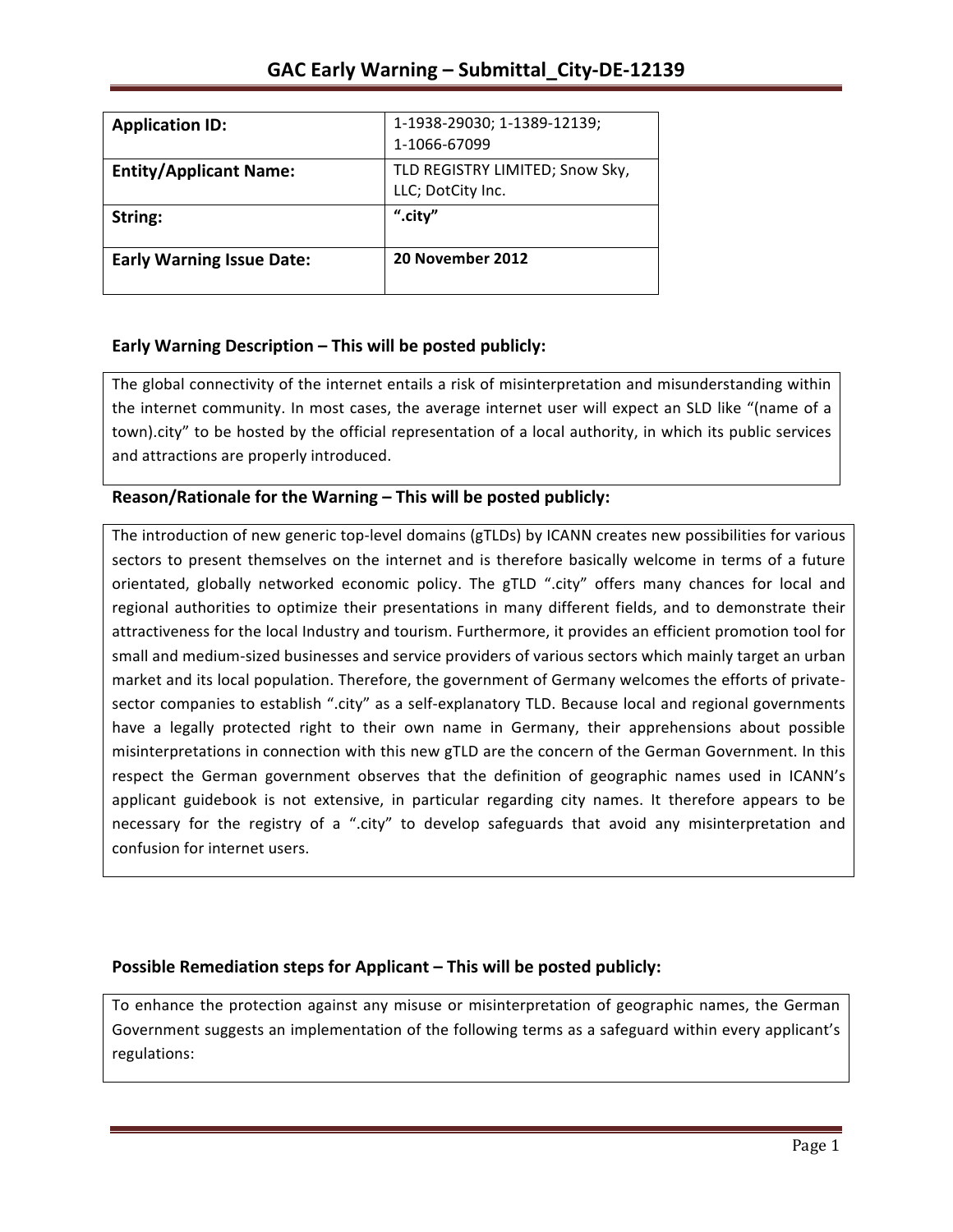# GAC Early Warning – Submittal_City-DE-12139

| **Application ID:** | 1-1938-29030; 1-1389-12139; 1-1066-67099 |
| --- | --- |
| **Entity/Applicant Name:** | TLD REGISTRY LIMITED; Snow Sky, LLC; DotCity Inc. |
| **String:** | **".city"** |
| **Early Warning Issue Date:** | **20 November 2012** |

## Early Warning Description – This will be posted publicly:

The global connectivity of the internet entails a risk of misinterpretation and misunderstanding within the internet community. In most cases, the average internet user will expect an SLD like "(name of a town).city" to be hosted by the official representation of a local authority, in which its public services and attractions are properly introduced.

## Reason/Rationale for the Warning – This will be posted publicly:

The introduction of new generic top-level domains (gTLDs) by ICANN creates new possibilities for various sectors to present themselves on the internet and is therefore basically welcome in terms of a future orientated, globally networked economic policy. The gTLD ".city" offers many chances for local and regional authorities to optimize their presentations in many different fields, and to demonstrate their attractiveness for the local Industry and tourism. Furthermore, it provides an efficient promotion tool for small and medium-sized businesses and service providers of various sectors which mainly target an urban market and its local population. Therefore, the government of Germany welcomes the efforts of private-sector companies to establish ".city" as a self-explanatory TLD. Because local and regional governments have a legally protected right to their own name in Germany, their apprehensions about possible misinterpretations in connection with this new gTLD are the concern of the German Government. In this respect the German government observes that the definition of geographic names used in ICANN's applicant guidebook is not extensive, in particular regarding city names. It therefore appears to be necessary for the registry of a ".city" to develop safeguards that avoid any misinterpretation and confusion for internet users.

## Possible Remediation steps for Applicant – This will be posted publicly:

To enhance the protection against any misuse or misinterpretation of geographic names, the German Government suggests an implementation of the following terms as a safeguard within every applicant's regulations: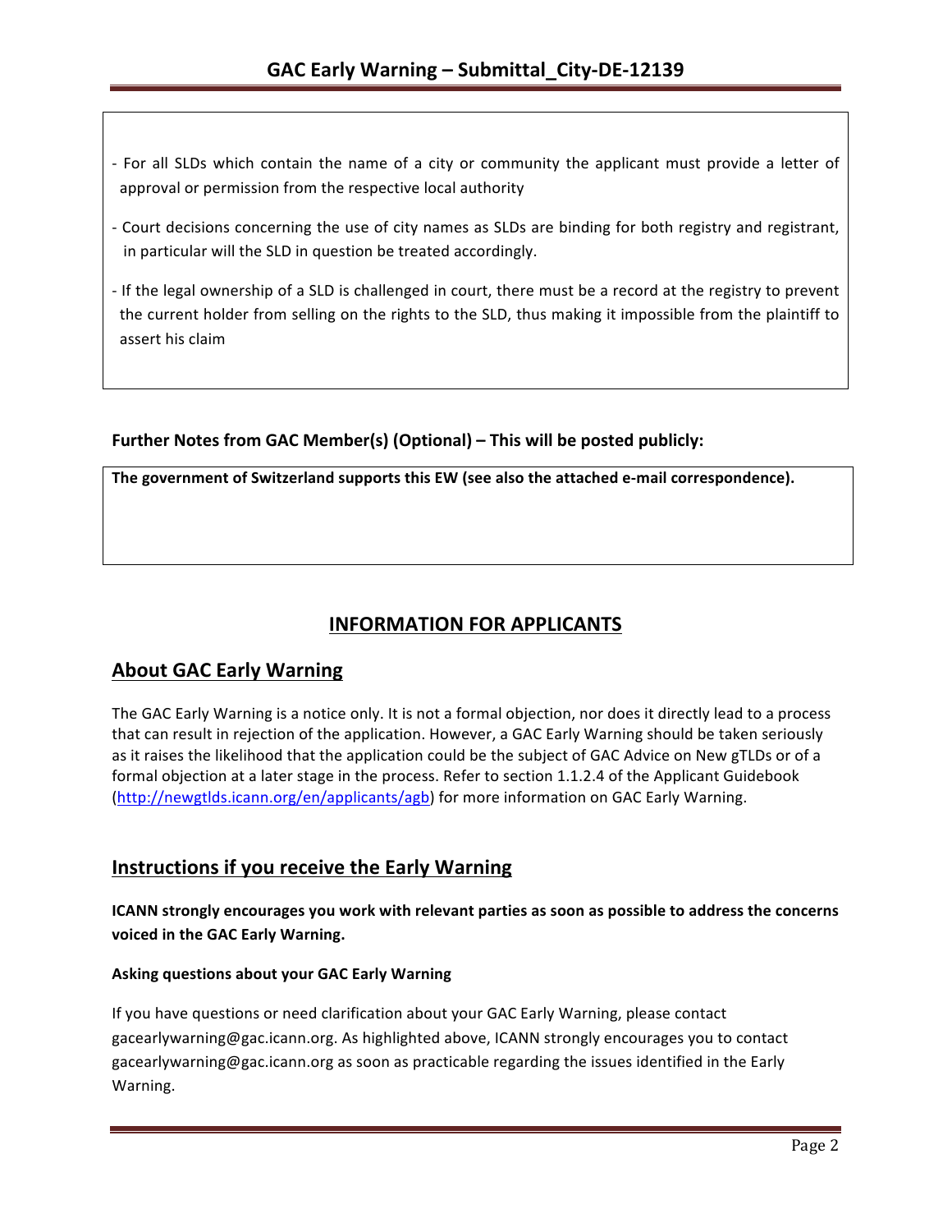- For all SLDs which contain the name of a city or community the applicant must provide a letter of approval or permission from the respective local authority
- Court decisions concerning the use of city names as SLDs are binding for both registry and registrant, in particular will the SLD in question be treated accordingly.
- If the legal ownership of a SLD is challenged in court, there must be a record at the registry to prevent the current holder from selling on the rights to the SLD, thus making it impossible from the plaintiff to assert his claim

**Further Notes from GAC Member(s) (Optional) – This will be posted publicly:**

**The government of Switzerland supports this EW (see also the attached e-mail correspondence).**

## INFORMATION FOR APPLICANTS

## About GAC Early Warning

The GAC Early Warning is a notice only. It is not a formal objection, nor does it directly lead to a process that can result in rejection of the application. However, a GAC Early Warning should be taken seriously as it raises the likelihood that the application could be the subject of GAC Advice on New gTLDs or of a formal objection at a later stage in the process. Refer to section 1.1.2.4 of the Applicant Guidebook (http://newgtlds.icann.org/en/applicants/agb) for more information on GAC Early Warning.

## Instructions if you receive the Early Warning

**ICANN strongly encourages you work with relevant parties as soon as possible to address the concerns voiced in the GAC Early Warning.**

### Asking questions about your GAC Early Warning

If you have questions or need clarification about your GAC Early Warning, please contact gacearlywarning@gac.icann.org. As highlighted above, ICANN strongly encourages you to contact gacearlywarning@gac.icann.org as soon as practicable regarding the issues identified in the Early Warning.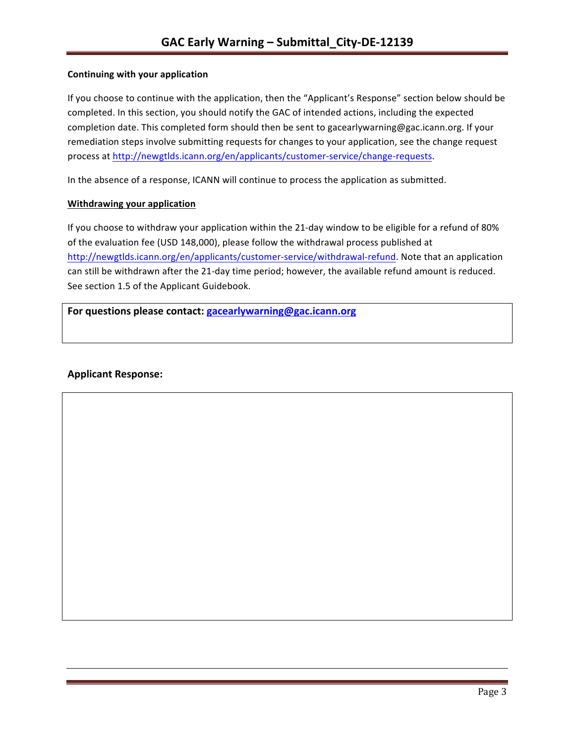**Continuing with your application**

If you choose to continue with the application, then the "Applicant's Response" section below should be completed. In this section, you should notify the GAC of intended actions, including the expected completion date. This completed form should then be sent to gacearlywarning@gac.icann.org. If your remediation steps involve submitting requests for changes to your application, see the change request process at http://newgtlds.icann.org/en/applicants/customer-service/change-requests.

In the absence of a response, ICANN will continue to process the application as submitted.

**Withdrawing your application**

If you choose to withdraw your application within the 21-day window to be eligible for a refund of 80% of the evaluation fee (USD 148,000), please follow the withdrawal process published at http://newgtlds.icann.org/en/applicants/customer-service/withdrawal-refund. Note that an application can still be withdrawn after the 21-day time period; however, the available refund amount is reduced. See section 1.5 of the Applicant Guidebook.

**For questions please contact: gacearlywarning@gac.icann.org**

## Applicant Response: